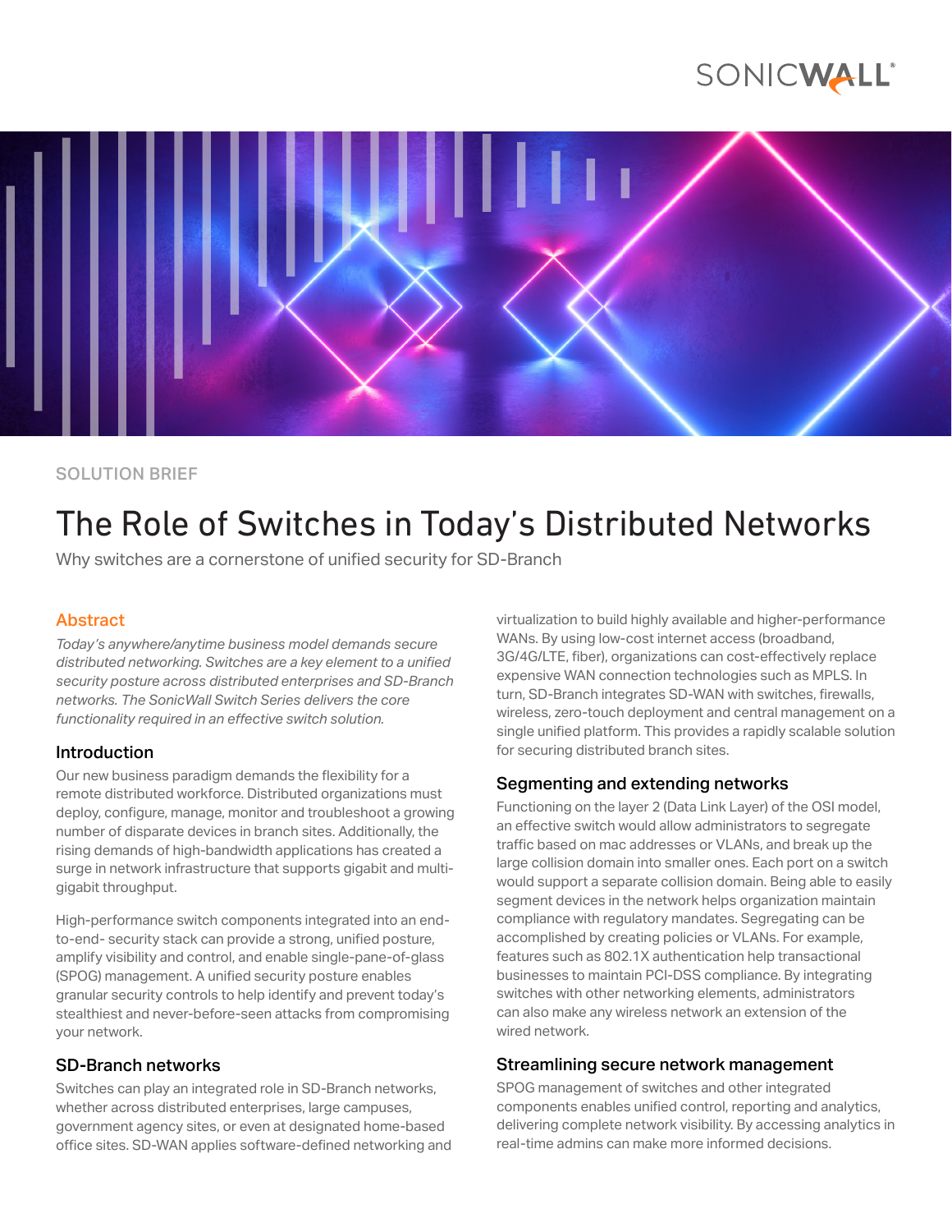SOLUTION BRIEF

# The Role of Switches in Today's Distributed Networks

Why switches are a cornerstone of unified security for SD-Branch

## Abstract

*Today's anywhere/anytime business model demands secure distributed networking. Switches are a key element to a unified security posture across distributed enterprises and SD-Branch networks. The SonicWall Switch Series delivers the core functionality required in an effective switch solution.*

### Introduction

Our new business paradigm demands the flexibility for a remote distributed workforce. Distributed organizations must deploy, configure, manage, monitor and troubleshoot a growing number of disparate devices in branch sites. Additionally, the rising demands of high-bandwidth applications has created a surge in network infrastructure that supports gigabit and multi-gigabit throughput.

High-performance switch components integrated into an end-to-end- security stack can provide a strong, unified posture, amplify visibility and control, and enable single-pane-of-glass (SPOG) management. A unified security posture enables granular security controls to help identify and prevent today's stealthiest and never-before-seen attacks from compromising your network.

### SD-Branch networks

Switches can play an integrated role in SD-Branch networks, whether across distributed enterprises, large campuses, government agency sites, or even at designated home-based office sites. SD-WAN applies software-defined networking and virtualization to build highly available and higher-performance WANs. By using low-cost internet access (broadband, 3G/4G/LTE, fiber), organizations can cost-effectively replace expensive WAN connection technologies such as MPLS. In turn, SD-Branch integrates SD-WAN with switches, firewalls, wireless, zero-touch deployment and central management on a single unified platform. This provides a rapidly scalable solution for securing distributed branch sites.

### Segmenting and extending networks

Functioning on the layer 2 (Data Link Layer) of the OSI model, an effective switch would allow administrators to segregate traffic based on mac addresses or VLANs, and break up the large collision domain into smaller ones. Each port on a switch would support a separate collision domain. Being able to easily segment devices in the network helps organization maintain compliance with regulatory mandates. Segregating can be accomplished by creating policies or VLANs. For example, features such as 802.1X authentication help transactional businesses to maintain PCI-DSS compliance. By integrating switches with other networking elements, administrators can also make any wireless network an extension of the wired network.

### Streamlining secure network management

SPOG management of switches and other integrated components enables unified control, reporting and analytics, delivering complete network visibility. By accessing analytics in real-time admins can make more informed decisions.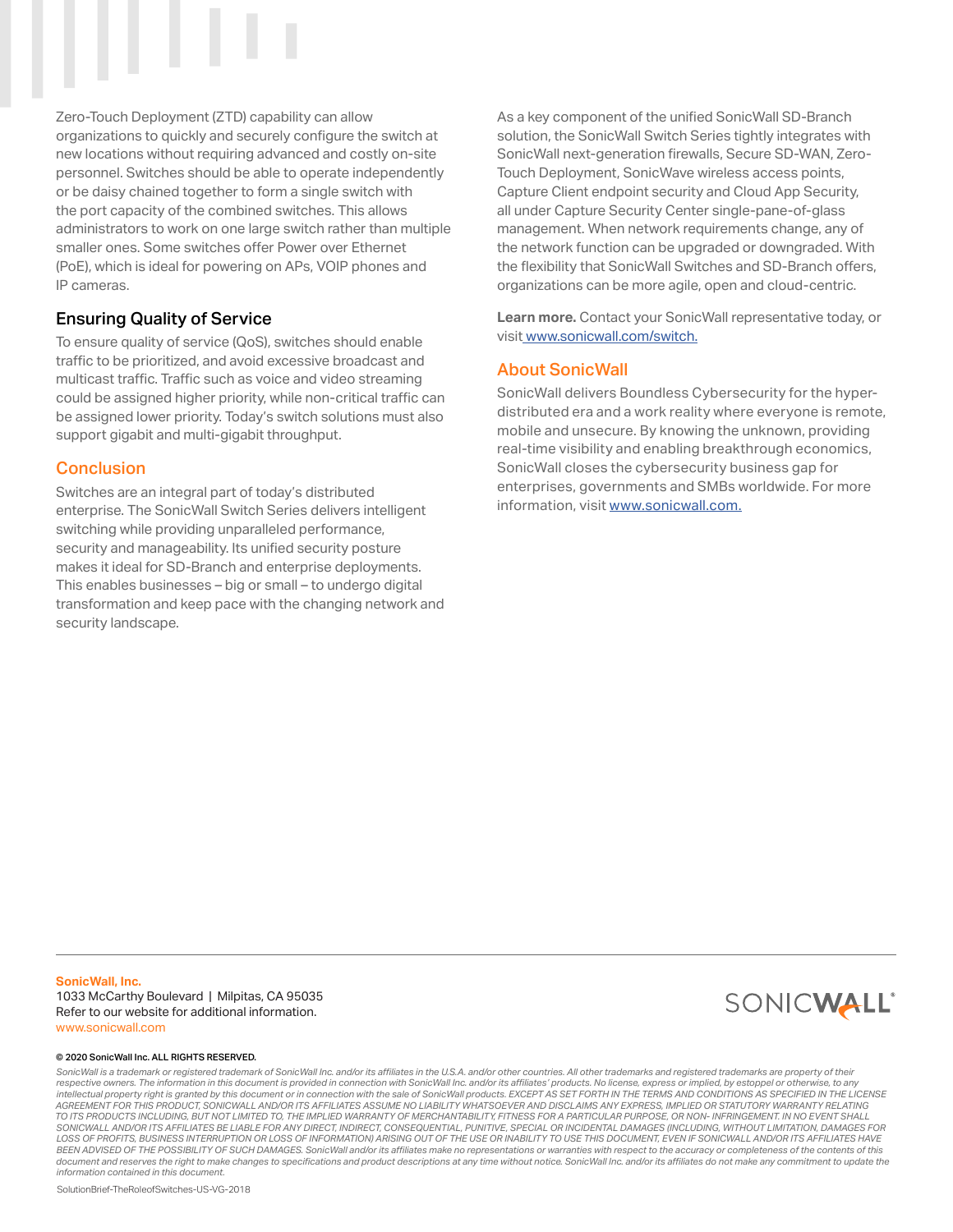Zero-Touch Deployment (ZTD) capability can allow organizations to quickly and securely configure the switch at new locations without requiring advanced and costly on-site personnel. Switches should be able to operate independently or be daisy chained together to form a single switch with the port capacity of the combined switches. This allows administrators to work on one large switch rather than multiple smaller ones. Some switches offer Power over Ethernet (PoE), which is ideal for powering on APs, VOIP phones and IP cameras.

## Ensuring Quality of Service

To ensure quality of service (QoS), switches should enable traffic to be prioritized, and avoid excessive broadcast and multicast traffic. Traffic such as voice and video streaming could be assigned higher priority, while non-critical traffic can be assigned lower priority. Today's switch solutions must also support gigabit and multi-gigabit throughput.

## Conclusion

Switches are an integral part of today's distributed enterprise. The SonicWall Switch Series delivers intelligent switching while providing unparalleled performance, security and manageability. Its unified security posture makes it ideal for SD-Branch and enterprise deployments. This enables businesses – big or small – to undergo digital transformation and keep pace with the changing network and security landscape.

As a key component of the unified SonicWall SD-Branch solution, the SonicWall Switch Series tightly integrates with SonicWall next-generation firewalls, Secure SD-WAN, Zero-Touch Deployment, SonicWave wireless access points, Capture Client endpoint security and Cloud App Security, all under Capture Security Center single-pane-of-glass management. When network requirements change, any of the network function can be upgraded or downgraded. With the flexibility that SonicWall Switches and SD-Branch offers, organizations can be more agile, open and cloud-centric.

**Learn more.** Contact your SonicWall representative today, or visit www.sonicwall.com/switch.

## About SonicWall

SonicWall delivers Boundless Cybersecurity for the hyper-distributed era and a work reality where everyone is remote, mobile and unsecure. By knowing the unknown, providing real-time visibility and enabling breakthrough economics, SonicWall closes the cybersecurity business gap for enterprises, governments and SMBs worldwide. For more information, visit www.sonicwall.com.

**SonicWall, Inc.**
1033 McCarthy Boulevard | Milpitas, CA 95035
Refer to our website for additional information.
www.sonicwall.com

SONICWALL®

**© 2020 SonicWall Inc. ALL RIGHTS RESERVED.**

*SonicWall is a trademark or registered trademark of SonicWall Inc. and/or its affiliates in the U.S.A. and/or other countries. All other trademarks and registered trademarks are property of their respective owners. The information in this document is provided in connection with SonicWall Inc. and/or its affiliates' products. No license, express or implied, by estoppel or otherwise, to any intellectual property right is granted by this document or in connection with the sale of SonicWall products. EXCEPT AS SET FORTH IN THE TERMS AND CONDITIONS AS SPECIFIED IN THE LICENSE AGREEMENT FOR THIS PRODUCT, SONICWALL AND/OR ITS AFFILIATES ASSUME NO LIABILITY WHATSOEVER AND DISCLAIMS ANY EXPRESS, IMPLIED OR STATUTORY WARRANTY RELATING TO ITS PRODUCTS INCLUDING, BUT NOT LIMITED TO, THE IMPLIED WARRANTY OF MERCHANTABILITY, FITNESS FOR A PARTICULAR PURPOSE, OR NON- INFRINGEMENT. IN NO EVENT SHALL SONICWALL AND/OR ITS AFFILIATES BE LIABLE FOR ANY DIRECT, INDIRECT, CONSEQUENTIAL, PUNITIVE, SPECIAL OR INCIDENTAL DAMAGES (INCLUDING, WITHOUT LIMITATION, DAMAGES FOR LOSS OF PROFITS, BUSINESS INTERRUPTION OR LOSS OF INFORMATION) ARISING OUT OF THE USE OR INABILITY TO USE THIS DOCUMENT, EVEN IF SONICWALL AND/OR ITS AFFILIATES HAVE BEEN ADVISED OF THE POSSIBILITY OF SUCH DAMAGES. SonicWall and/or its affiliates make no representations or warranties with respect to the accuracy or completeness of the contents of this document and reserves the right to make changes to specifications and product descriptions at any time without notice. SonicWall Inc. and/or its affiliates do not make any commitment to update the information contained in this document.*

SolutionBrief-TheRoleofSwitches-US-VG-2018